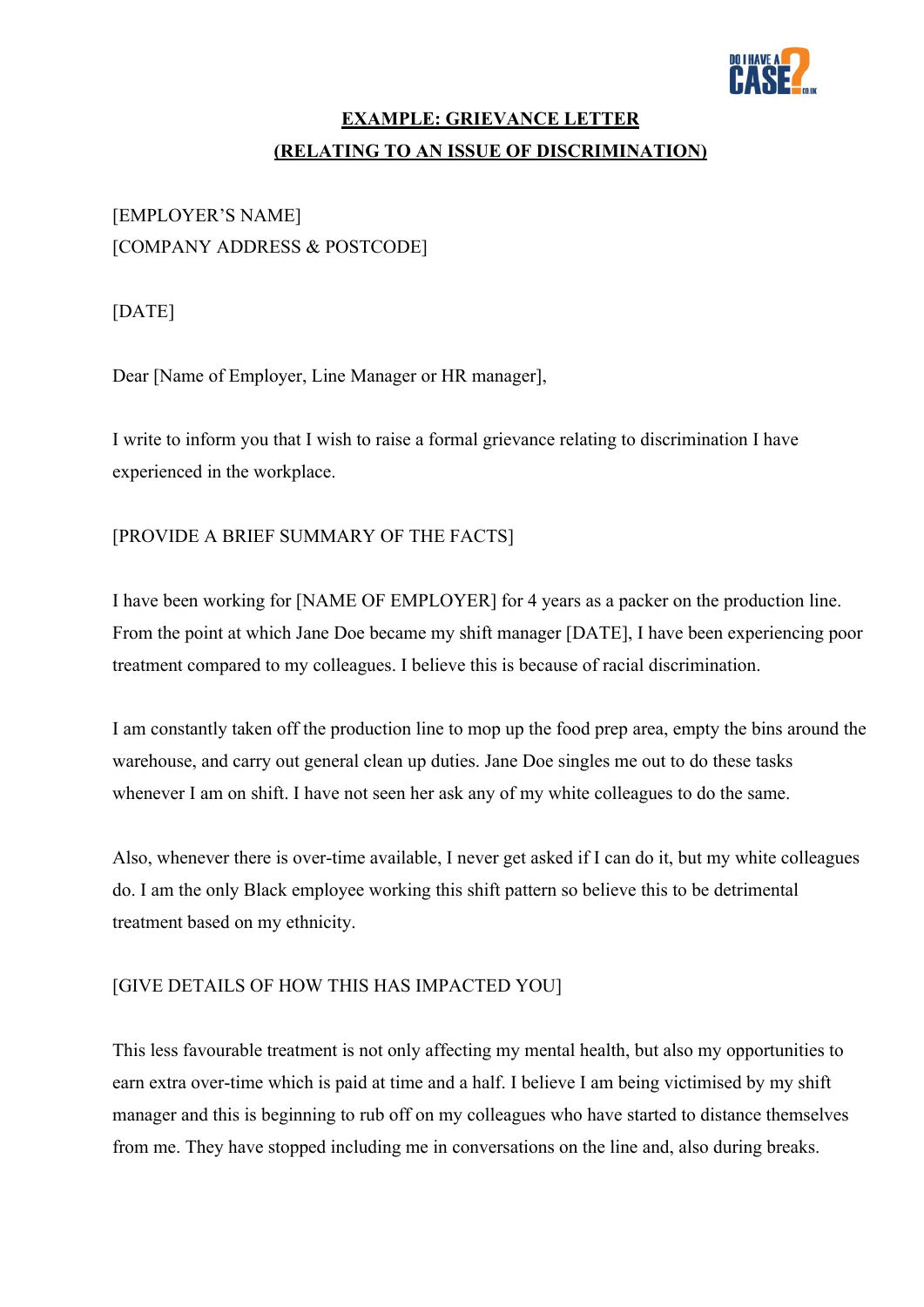**EXAMPLE: GRIEVANCE LETTER**

**(RELATING TO AN ISSUE OF DISCRIMINATION)**

[EMPLOYER'S NAME]
[COMPANY ADDRESS & POSTCODE]

[DATE]

Dear [Name of Employer, Line Manager or HR manager],

I write to inform you that I wish to raise a formal grievance relating to discrimination I have experienced in the workplace.

[PROVIDE A BRIEF SUMMARY OF THE FACTS]

I have been working for [NAME OF EMPLOYER] for 4 years as a packer on the production line. From the point at which Jane Doe became my shift manager [DATE], I have been experiencing poor treatment compared to my colleagues. I believe this is because of racial discrimination.

I am constantly taken off the production line to mop up the food prep area, empty the bins around the warehouse, and carry out general clean up duties. Jane Doe singles me out to do these tasks whenever I am on shift. I have not seen her ask any of my white colleagues to do the same.

Also, whenever there is over-time available, I never get asked if I can do it, but my white colleagues do. I am the only Black employee working this shift pattern so believe this to be detrimental treatment based on my ethnicity.

[GIVE DETAILS OF HOW THIS HAS IMPACTED YOU]

This less favourable treatment is not only affecting my mental health, but also my opportunities to earn extra over-time which is paid at time and a half. I believe I am being victimised by my shift manager and this is beginning to rub off on my colleagues who have started to distance themselves from me. They have stopped including me in conversations on the line and, also during breaks.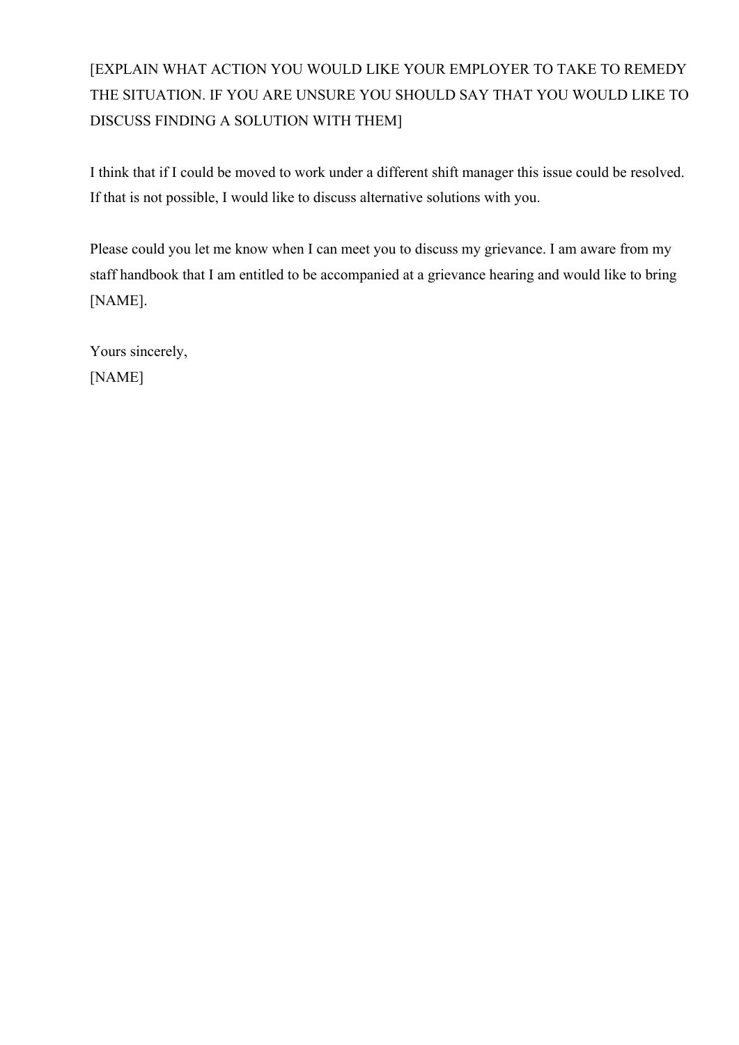[EXPLAIN WHAT ACTION YOU WOULD LIKE YOUR EMPLOYER TO TAKE TO REMEDY THE SITUATION. IF YOU ARE UNSURE YOU SHOULD SAY THAT YOU WOULD LIKE TO DISCUSS FINDING A SOLUTION WITH THEM]

I think that if I could be moved to work under a different shift manager this issue could be resolved. If that is not possible, I would like to discuss alternative solutions with you.

Please could you let me know when I can meet you to discuss my grievance. I am aware from my staff handbook that I am entitled to be accompanied at a grievance hearing and would like to bring [NAME].

Yours sincerely,
[NAME]